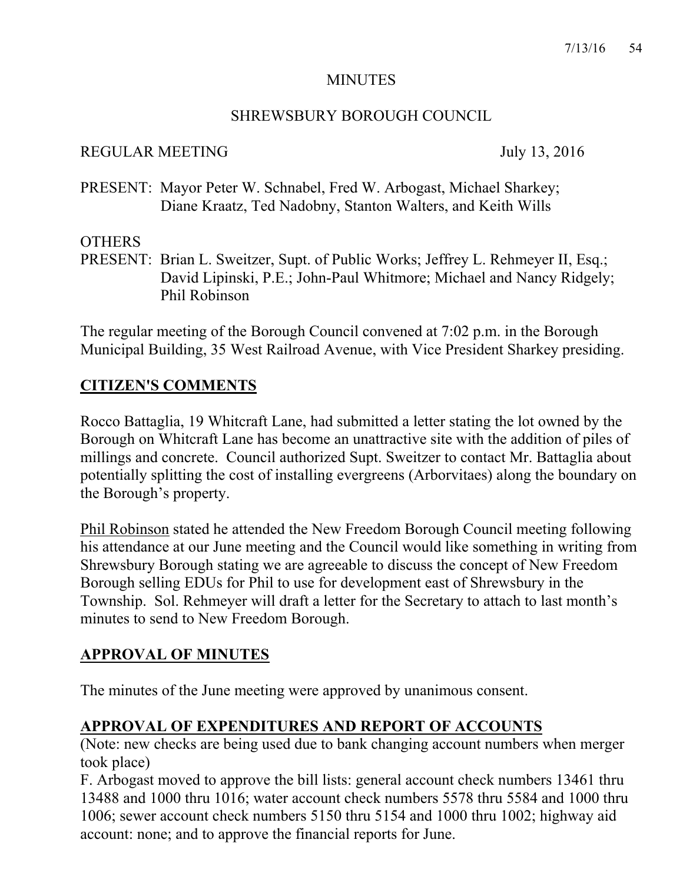MINUTES

SHREWSBURY BOROUGH COUNCIL

REGULAR MEETING July 13, 2016

PRESENT: Mayor Peter W. Schnabel, Fred W. Arbogast, Michael Sharkey; Diane Kraatz, Ted Nadobny, Stanton Walters, and Keith Wills

OTHERS
PRESENT: Brian L. Sweitzer, Supt. of Public Works; Jeffrey L. Rehmeyer II, Esq.; David Lipinski, P.E.; John-Paul Whitmore; Michael and Nancy Ridgely; Phil Robinson

The regular meeting of the Borough Council convened at 7:02 p.m. in the Borough Municipal Building, 35 West Railroad Avenue, with Vice President Sharkey presiding.

## CITIZEN'S COMMENTS

Rocco Battaglia, 19 Whitcraft Lane, had submitted a letter stating the lot owned by the Borough on Whitcraft Lane has become an unattractive site with the addition of piles of millings and concrete. Council authorized Supt. Sweitzer to contact Mr. Battaglia about potentially splitting the cost of installing evergreens (Arborvitaes) along the boundary on the Borough's property.

Phil Robinson stated he attended the New Freedom Borough Council meeting following his attendance at our June meeting and the Council would like something in writing from Shrewsbury Borough stating we are agreeable to discuss the concept of New Freedom Borough selling EDUs for Phil to use for development east of Shrewsbury in the Township. Sol. Rehmeyer will draft a letter for the Secretary to attach to last month's minutes to send to New Freedom Borough.

## APPROVAL OF MINUTES

The minutes of the June meeting were approved by unanimous consent.

## APPROVAL OF EXPENDITURES AND REPORT OF ACCOUNTS

(Note: new checks are being used due to bank changing account numbers when merger took place)

F. Arbogast moved to approve the bill lists: general account check numbers 13461 thru 13488 and 1000 thru 1016; water account check numbers 5578 thru 5584 and 1000 thru 1006; sewer account check numbers 5150 thru 5154 and 1000 thru 1002; highway aid account: none; and to approve the financial reports for June.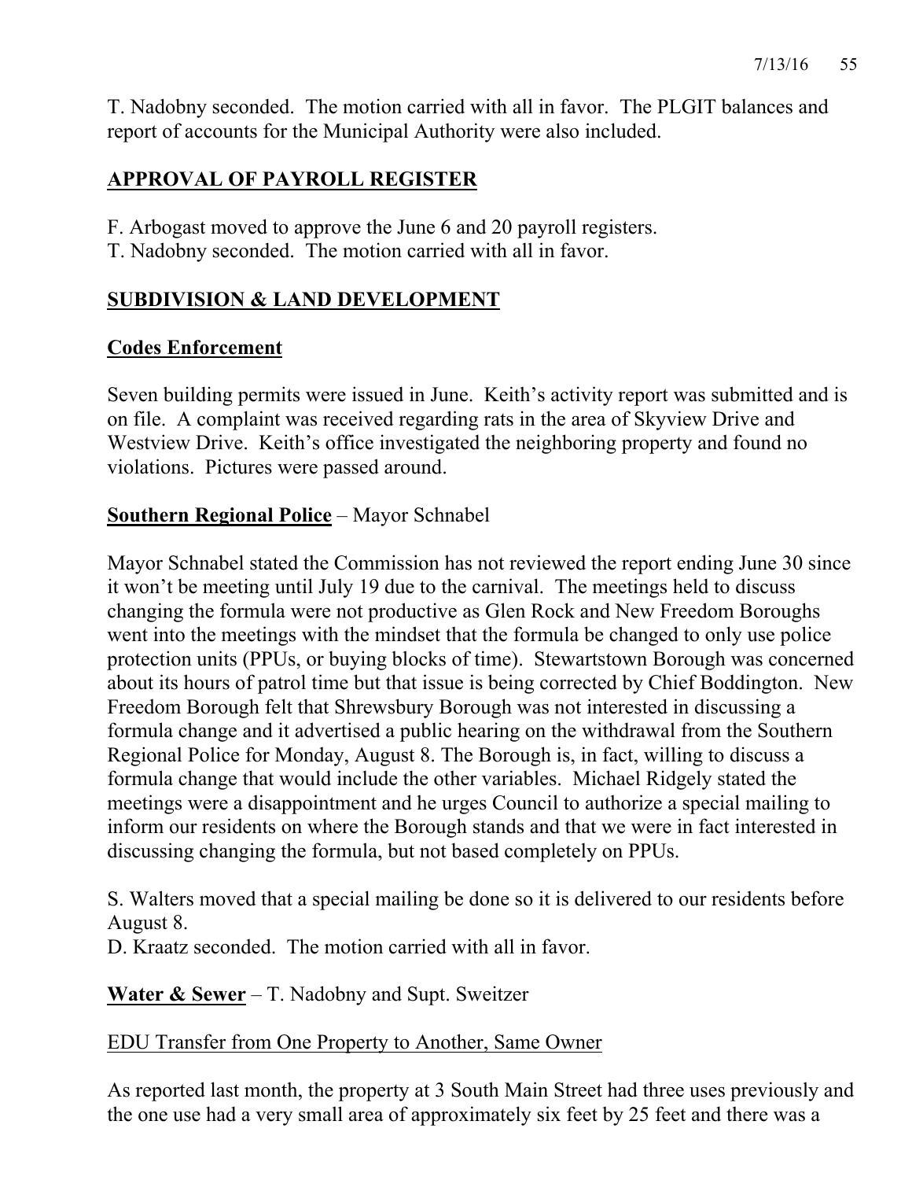T. Nadobny seconded. The motion carried with all in favor. The PLGIT balances and report of accounts for the Municipal Authority were also included.

## APPROVAL OF PAYROLL REGISTER

F. Arbogast moved to approve the June 6 and 20 payroll registers.
T. Nadobny seconded. The motion carried with all in favor.

## SUBDIVISION & LAND DEVELOPMENT

### Codes Enforcement

Seven building permits were issued in June. Keith's activity report was submitted and is on file. A complaint was received regarding rats in the area of Skyview Drive and Westview Drive. Keith's office investigated the neighboring property and found no violations. Pictures were passed around.

**Southern Regional Police** – Mayor Schnabel

Mayor Schnabel stated the Commission has not reviewed the report ending June 30 since it won't be meeting until July 19 due to the carnival. The meetings held to discuss changing the formula were not productive as Glen Rock and New Freedom Boroughs went into the meetings with the mindset that the formula be changed to only use police protection units (PPUs, or buying blocks of time). Stewartstown Borough was concerned about its hours of patrol time but that issue is being corrected by Chief Boddington. New Freedom Borough felt that Shrewsbury Borough was not interested in discussing a formula change and it advertised a public hearing on the withdrawal from the Southern Regional Police for Monday, August 8. The Borough is, in fact, willing to discuss a formula change that would include the other variables. Michael Ridgely stated the meetings were a disappointment and he urges Council to authorize a special mailing to inform our residents on where the Borough stands and that we were in fact interested in discussing changing the formula, but not based completely on PPUs.

S. Walters moved that a special mailing be done so it is delivered to our residents before August 8.
D. Kraatz seconded. The motion carried with all in favor.

**Water & Sewer** – T. Nadobny and Supt. Sweitzer

EDU Transfer from One Property to Another, Same Owner

As reported last month, the property at 3 South Main Street had three uses previously and the one use had a very small area of approximately six feet by 25 feet and there was a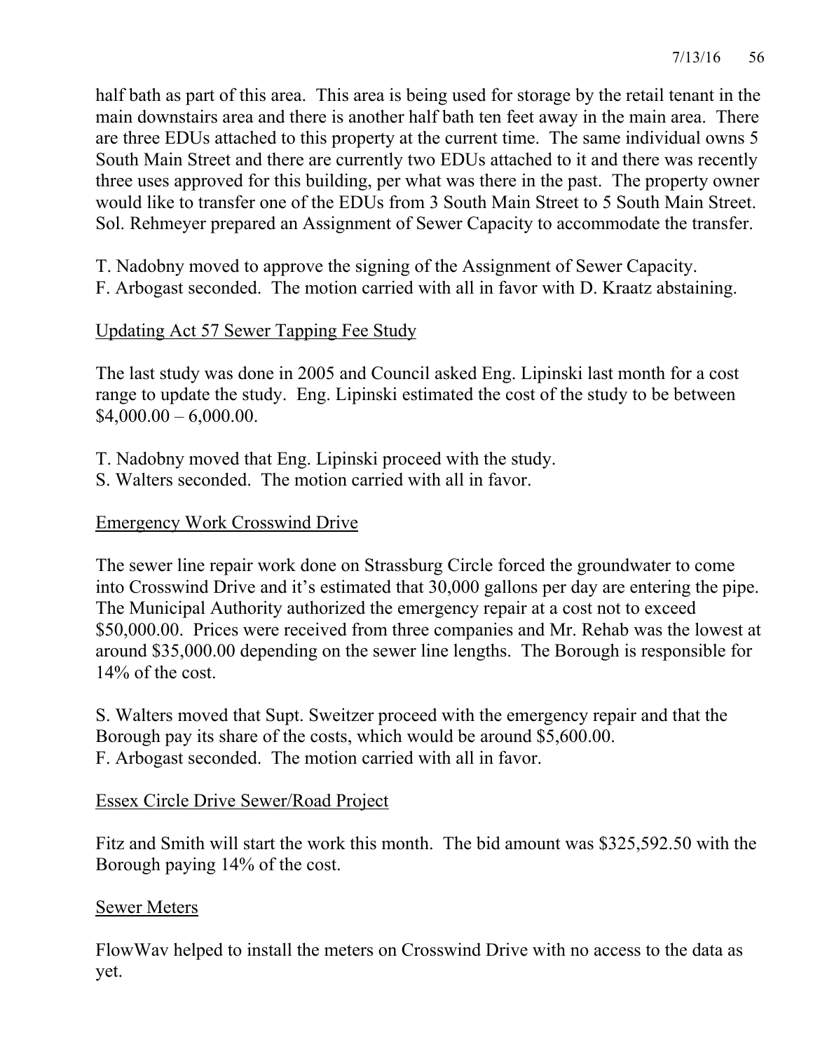half bath as part of this area. This area is being used for storage by the retail tenant in the main downstairs area and there is another half bath ten feet away in the main area. There are three EDUs attached to this property at the current time. The same individual owns 5 South Main Street and there are currently two EDUs attached to it and there was recently three uses approved for this building, per what was there in the past. The property owner would like to transfer one of the EDUs from 3 South Main Street to 5 South Main Street. Sol. Rehmeyer prepared an Assignment of Sewer Capacity to accommodate the transfer.

T. Nadobny moved to approve the signing of the Assignment of Sewer Capacity.
F. Arbogast seconded. The motion carried with all in favor with D. Kraatz abstaining.

<u>Updating Act 57 Sewer Tapping Fee Study</u>

The last study was done in 2005 and Council asked Eng. Lipinski last month for a cost range to update the study. Eng. Lipinski estimated the cost of the study to be between $4,000.00 – 6,000.00.

T. Nadobny moved that Eng. Lipinski proceed with the study.
S. Walters seconded. The motion carried with all in favor.

<u>Emergency Work Crosswind Drive</u>

The sewer line repair work done on Strassburg Circle forced the groundwater to come into Crosswind Drive and it's estimated that 30,000 gallons per day are entering the pipe. The Municipal Authority authorized the emergency repair at a cost not to exceed $50,000.00. Prices were received from three companies and Mr. Rehab was the lowest at around $35,000.00 depending on the sewer line lengths. The Borough is responsible for 14% of the cost.

S. Walters moved that Supt. Sweitzer proceed with the emergency repair and that the Borough pay its share of the costs, which would be around $5,600.00.
F. Arbogast seconded. The motion carried with all in favor.

<u>Essex Circle Drive Sewer/Road Project</u>

Fitz and Smith will start the work this month. The bid amount was $325,592.50 with the Borough paying 14% of the cost.

<u>Sewer Meters</u>

FlowWav helped to install the meters on Crosswind Drive with no access to the data as yet.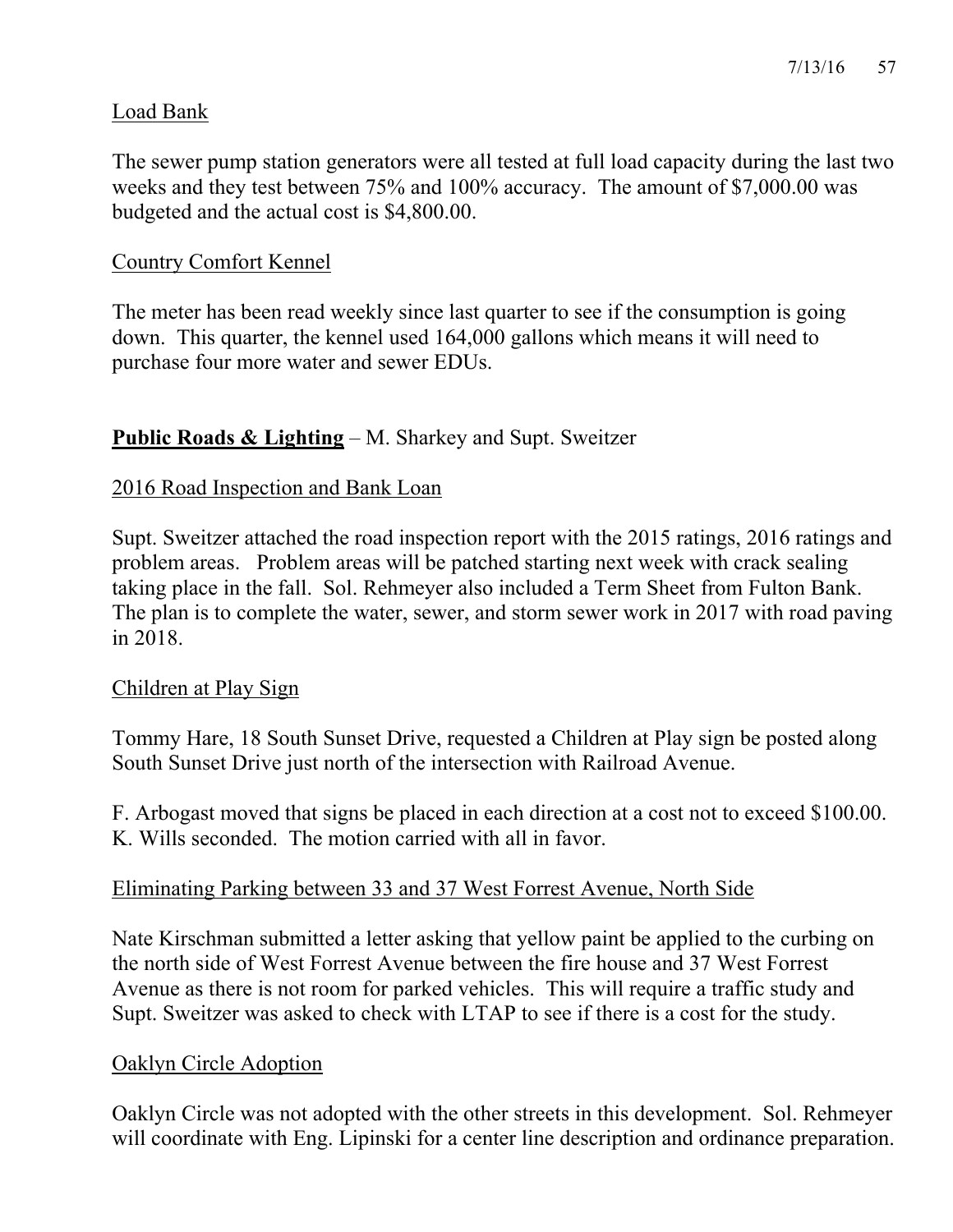Load Bank

The sewer pump station generators were all tested at full load capacity during the last two weeks and they test between 75% and 100% accuracy. The amount of $7,000.00 was budgeted and the actual cost is $4,800.00.

Country Comfort Kennel

The meter has been read weekly since last quarter to see if the consumption is going down. This quarter, the kennel used 164,000 gallons which means it will need to purchase four more water and sewer EDUs.

**Public Roads & Lighting** – M. Sharkey and Supt. Sweitzer

2016 Road Inspection and Bank Loan

Supt. Sweitzer attached the road inspection report with the 2015 ratings, 2016 ratings and problem areas. Problem areas will be patched starting next week with crack sealing taking place in the fall. Sol. Rehmeyer also included a Term Sheet from Fulton Bank. The plan is to complete the water, sewer, and storm sewer work in 2017 with road paving in 2018.

Children at Play Sign

Tommy Hare, 18 South Sunset Drive, requested a Children at Play sign be posted along South Sunset Drive just north of the intersection with Railroad Avenue.

F. Arbogast moved that signs be placed in each direction at a cost not to exceed $100.00. K. Wills seconded. The motion carried with all in favor.

Eliminating Parking between 33 and 37 West Forrest Avenue, North Side

Nate Kirschman submitted a letter asking that yellow paint be applied to the curbing on the north side of West Forrest Avenue between the fire house and 37 West Forrest Avenue as there is not room for parked vehicles. This will require a traffic study and Supt. Sweitzer was asked to check with LTAP to see if there is a cost for the study.

Oaklyn Circle Adoption

Oaklyn Circle was not adopted with the other streets in this development. Sol. Rehmeyer will coordinate with Eng. Lipinski for a center line description and ordinance preparation.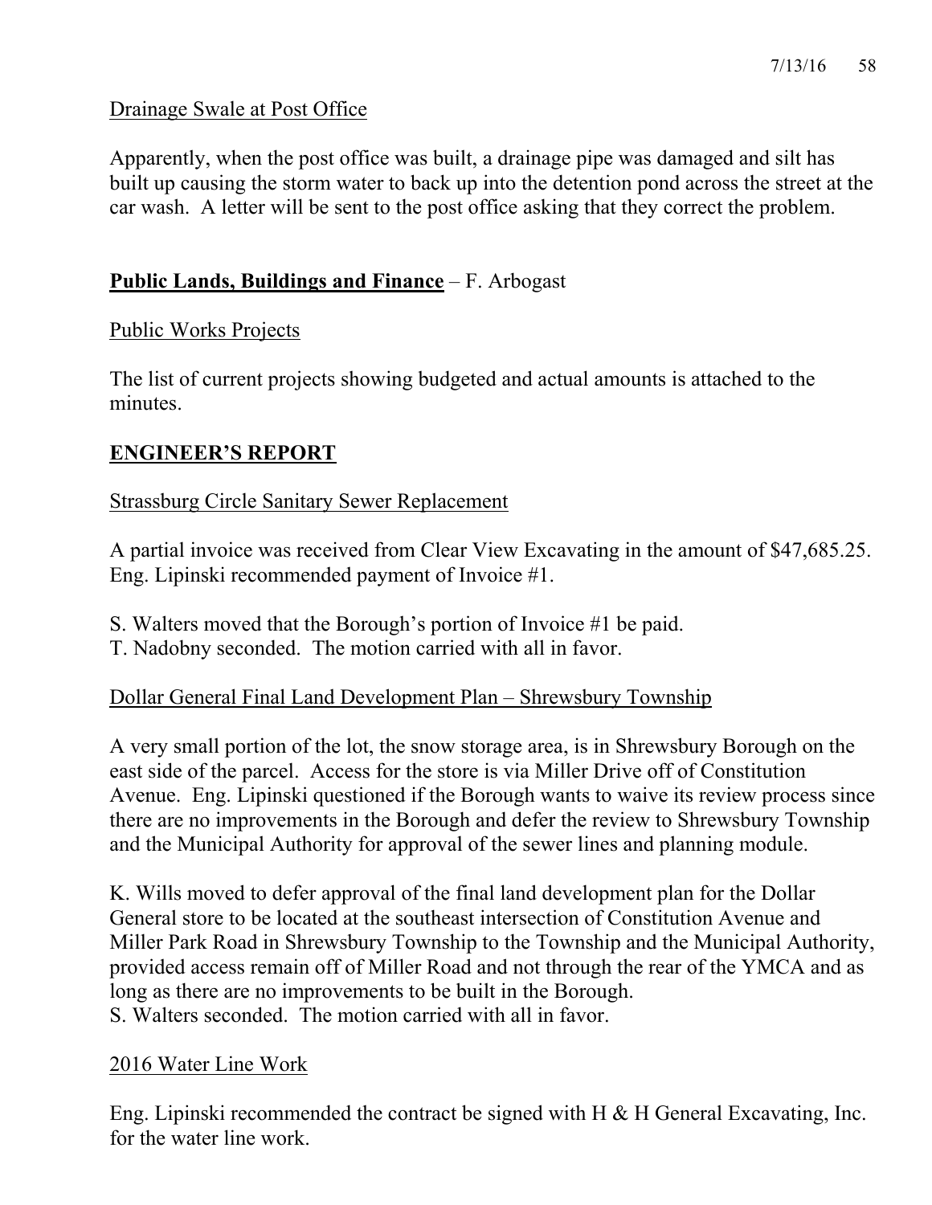Drainage Swale at Post Office

Apparently, when the post office was built, a drainage pipe was damaged and silt has built up causing the storm water to back up into the detention pond across the street at the car wash. A letter will be sent to the post office asking that they correct the problem.

**Public Lands, Buildings and Finance** – F. Arbogast

Public Works Projects

The list of current projects showing budgeted and actual amounts is attached to the minutes.

## ENGINEER'S REPORT

Strassburg Circle Sanitary Sewer Replacement

A partial invoice was received from Clear View Excavating in the amount of $47,685.25. Eng. Lipinski recommended payment of Invoice #1.

S. Walters moved that the Borough's portion of Invoice #1 be paid.
T. Nadobny seconded. The motion carried with all in favor.

Dollar General Final Land Development Plan – Shrewsbury Township

A very small portion of the lot, the snow storage area, is in Shrewsbury Borough on the east side of the parcel. Access for the store is via Miller Drive off of Constitution Avenue. Eng. Lipinski questioned if the Borough wants to waive its review process since there are no improvements in the Borough and defer the review to Shrewsbury Township and the Municipal Authority for approval of the sewer lines and planning module.

K. Wills moved to defer approval of the final land development plan for the Dollar General store to be located at the southeast intersection of Constitution Avenue and Miller Park Road in Shrewsbury Township to the Township and the Municipal Authority, provided access remain off of Miller Road and not through the rear of the YMCA and as long as there are no improvements to be built in the Borough.
S. Walters seconded. The motion carried with all in favor.

2016 Water Line Work

Eng. Lipinski recommended the contract be signed with H & H General Excavating, Inc. for the water line work.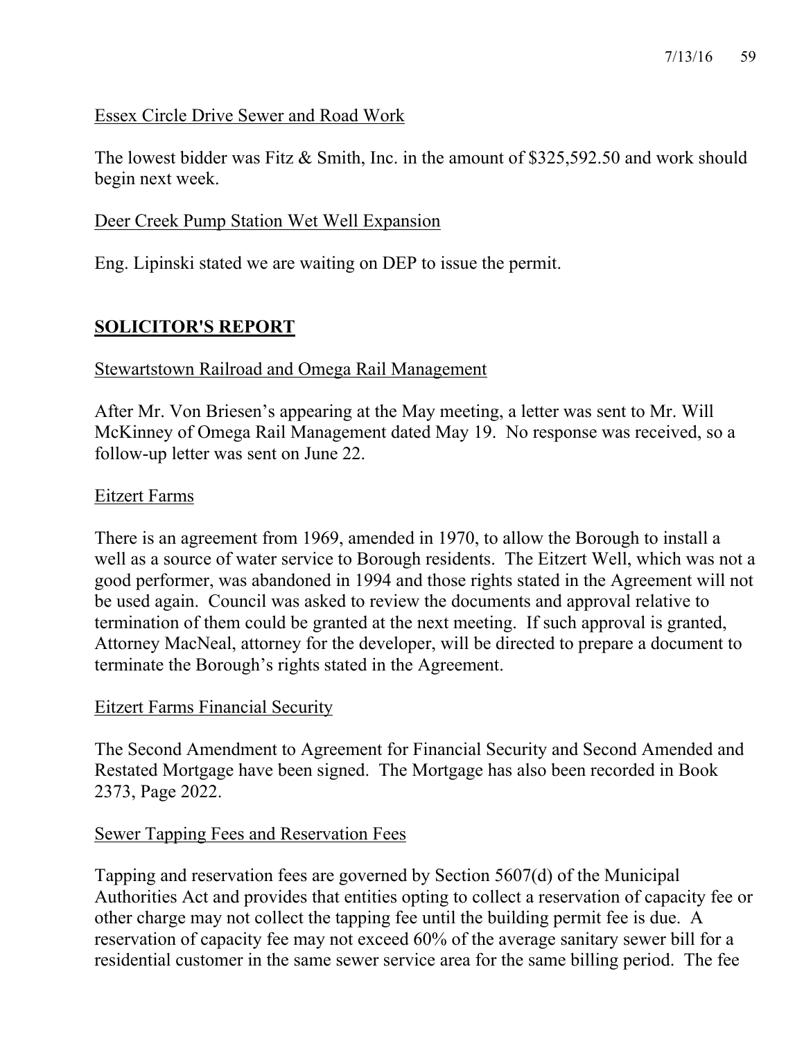Essex Circle Drive Sewer and Road Work

The lowest bidder was Fitz & Smith, Inc. in the amount of $325,592.50 and work should begin next week.

Deer Creek Pump Station Wet Well Expansion

Eng. Lipinski stated we are waiting on DEP to issue the permit.

## SOLICITOR'S REPORT

Stewartstown Railroad and Omega Rail Management

After Mr. Von Briesen's appearing at the May meeting, a letter was sent to Mr. Will McKinney of Omega Rail Management dated May 19. No response was received, so a follow-up letter was sent on June 22.

Eitzert Farms

There is an agreement from 1969, amended in 1970, to allow the Borough to install a well as a source of water service to Borough residents. The Eitzert Well, which was not a good performer, was abandoned in 1994 and those rights stated in the Agreement will not be used again. Council was asked to review the documents and approval relative to termination of them could be granted at the next meeting. If such approval is granted, Attorney MacNeal, attorney for the developer, will be directed to prepare a document to terminate the Borough's rights stated in the Agreement.

Eitzert Farms Financial Security

The Second Amendment to Agreement for Financial Security and Second Amended and Restated Mortgage have been signed. The Mortgage has also been recorded in Book 2373, Page 2022.

Sewer Tapping Fees and Reservation Fees

Tapping and reservation fees are governed by Section 5607(d) of the Municipal Authorities Act and provides that entities opting to collect a reservation of capacity fee or other charge may not collect the tapping fee until the building permit fee is due. A reservation of capacity fee may not exceed 60% of the average sanitary sewer bill for a residential customer in the same sewer service area for the same billing period. The fee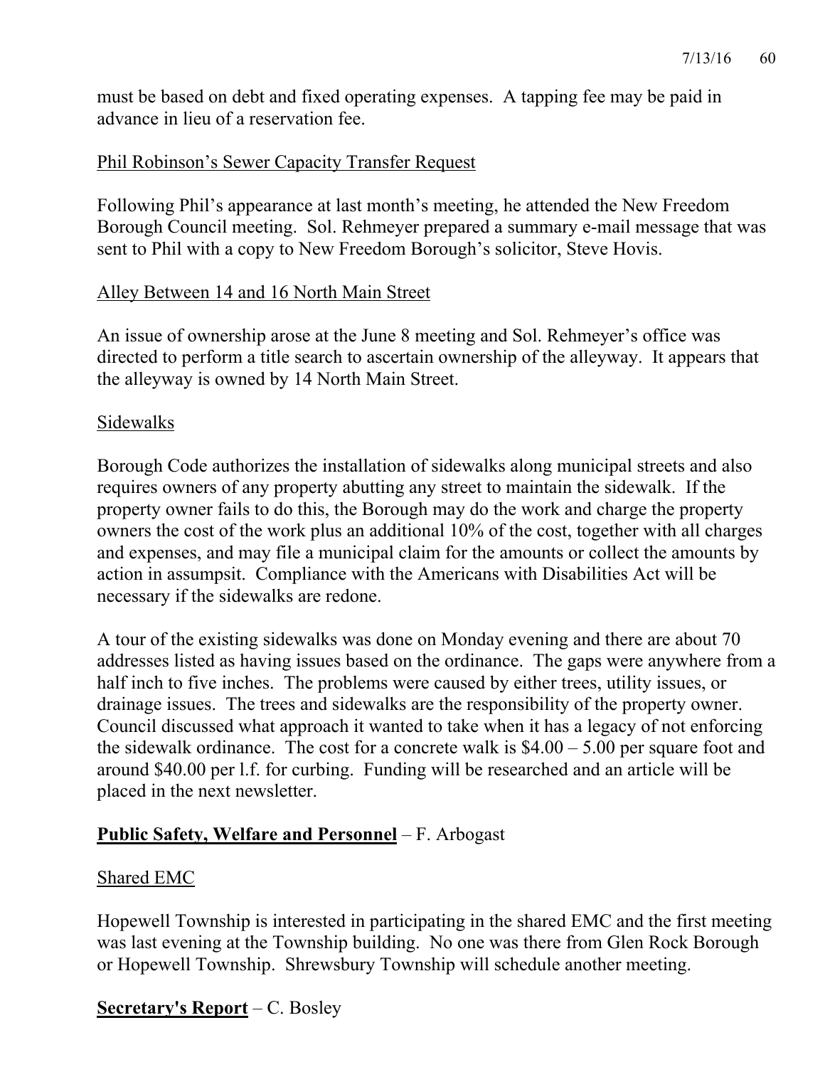must be based on debt and fixed operating expenses. A tapping fee may be paid in advance in lieu of a reservation fee.

Phil Robinson's Sewer Capacity Transfer Request

Following Phil's appearance at last month's meeting, he attended the New Freedom Borough Council meeting. Sol. Rehmeyer prepared a summary e-mail message that was sent to Phil with a copy to New Freedom Borough's solicitor, Steve Hovis.

Alley Between 14 and 16 North Main Street

An issue of ownership arose at the June 8 meeting and Sol. Rehmeyer's office was directed to perform a title search to ascertain ownership of the alleyway. It appears that the alleyway is owned by 14 North Main Street.

Sidewalks

Borough Code authorizes the installation of sidewalks along municipal streets and also requires owners of any property abutting any street to maintain the sidewalk. If the property owner fails to do this, the Borough may do the work and charge the property owners the cost of the work plus an additional 10% of the cost, together with all charges and expenses, and may file a municipal claim for the amounts or collect the amounts by action in assumpsit. Compliance with the Americans with Disabilities Act will be necessary if the sidewalks are redone.

A tour of the existing sidewalks was done on Monday evening and there are about 70 addresses listed as having issues based on the ordinance. The gaps were anywhere from a half inch to five inches. The problems were caused by either trees, utility issues, or drainage issues. The trees and sidewalks are the responsibility of the property owner. Council discussed what approach it wanted to take when it has a legacy of not enforcing the sidewalk ordinance. The cost for a concrete walk is $4.00 – 5.00 per square foot and around $40.00 per l.f. for curbing. Funding will be researched and an article will be placed in the next newsletter.

**Public Safety, Welfare and Personnel** – F. Arbogast

Shared EMC

Hopewell Township is interested in participating in the shared EMC and the first meeting was last evening at the Township building. No one was there from Glen Rock Borough or Hopewell Township. Shrewsbury Township will schedule another meeting.

**Secretary's Report** – C. Bosley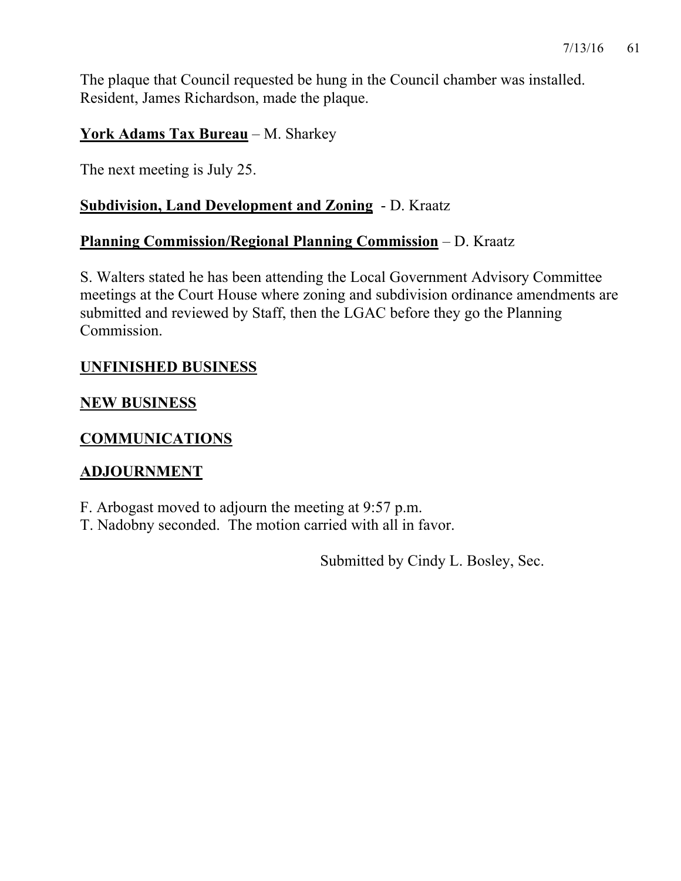The plaque that Council requested be hung in the Council chamber was installed. Resident, James Richardson, made the plaque.

**York Adams Tax Bureau** – M. Sharkey

The next meeting is July 25.

**Subdivision, Land Development and Zoning** - D. Kraatz

**Planning Commission/Regional Planning Commission** – D. Kraatz

S. Walters stated he has been attending the Local Government Advisory Committee meetings at the Court House where zoning and subdivision ordinance amendments are submitted and reviewed by Staff, then the LGAC before they go the Planning Commission.

**UNFINISHED BUSINESS**

**NEW BUSINESS**

**COMMUNICATIONS**

**ADJOURNMENT**

F. Arbogast moved to adjourn the meeting at 9:57 p.m.
T. Nadobny seconded. The motion carried with all in favor.

Submitted by Cindy L. Bosley, Sec.